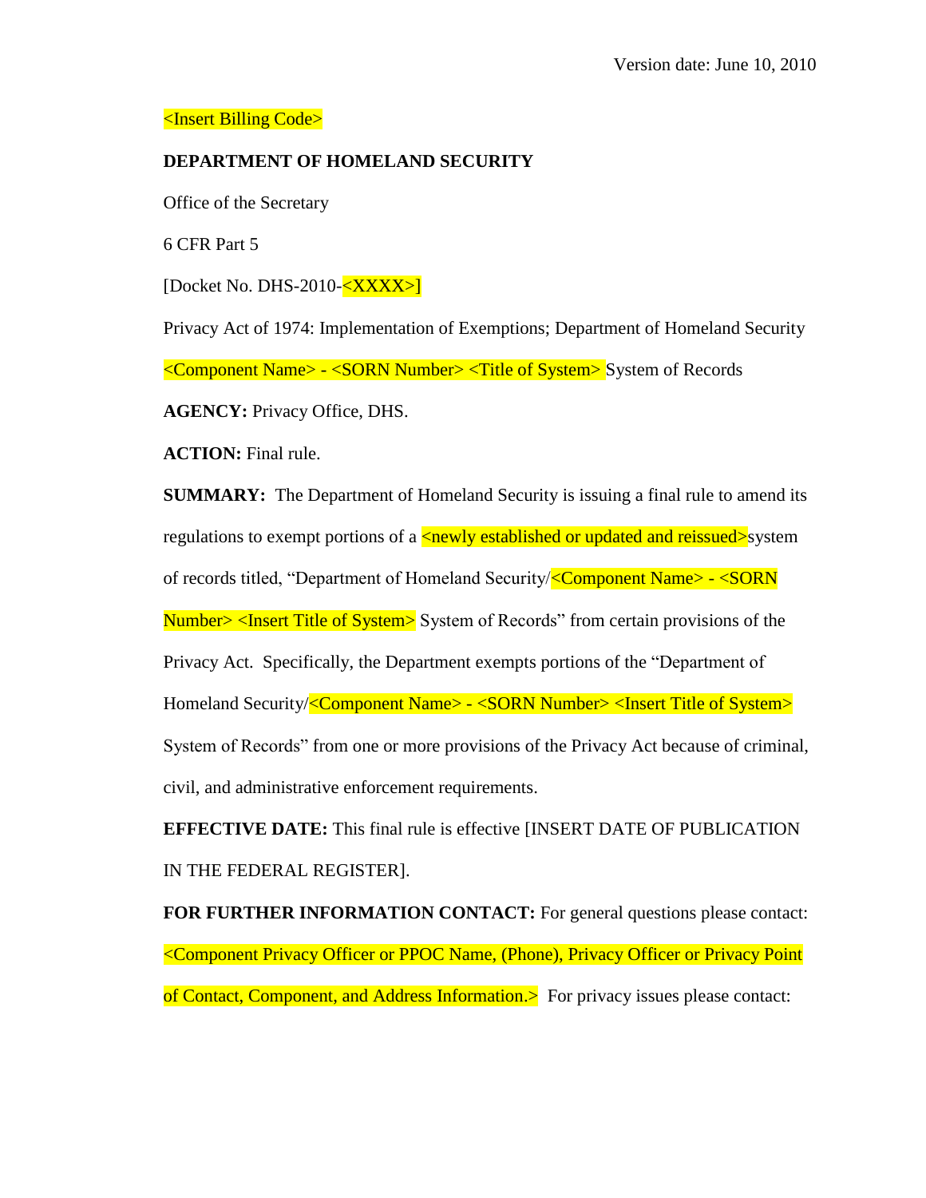Version date: June 10, 2010

<Insert Billing Code>

**DEPARTMENT OF HOMELAND SECURITY**

Office of the Secretary

6 CFR Part 5

[Docket No. DHS-2010-<XXXX>]

Privacy Act of 1974: Implementation of Exemptions; Department of Homeland Security <Component Name> - <SORN Number> <Title of System> System of Records

**AGENCY:** Privacy Office, DHS.

**ACTION:** Final rule.

**SUMMARY:** The Department of Homeland Security is issuing a final rule to amend its regulations to exempt portions of a <newly established or updated and reissued>system of records titled, "Department of Homeland Security/<Component Name> - <SORN Number> <Insert Title of System> System of Records" from certain provisions of the Privacy Act. Specifically, the Department exempts portions of the "Department of Homeland Security/<Component Name> - <SORN Number> <Insert Title of System> System of Records" from one or more provisions of the Privacy Act because of criminal, civil, and administrative enforcement requirements.

**EFFECTIVE DATE:** This final rule is effective [INSERT DATE OF PUBLICATION IN THE FEDERAL REGISTER].

**FOR FURTHER INFORMATION CONTACT:** For general questions please contact: <Component Privacy Officer or PPOC Name, (Phone), Privacy Officer or Privacy Point of Contact, Component, and Address Information.> For privacy issues please contact: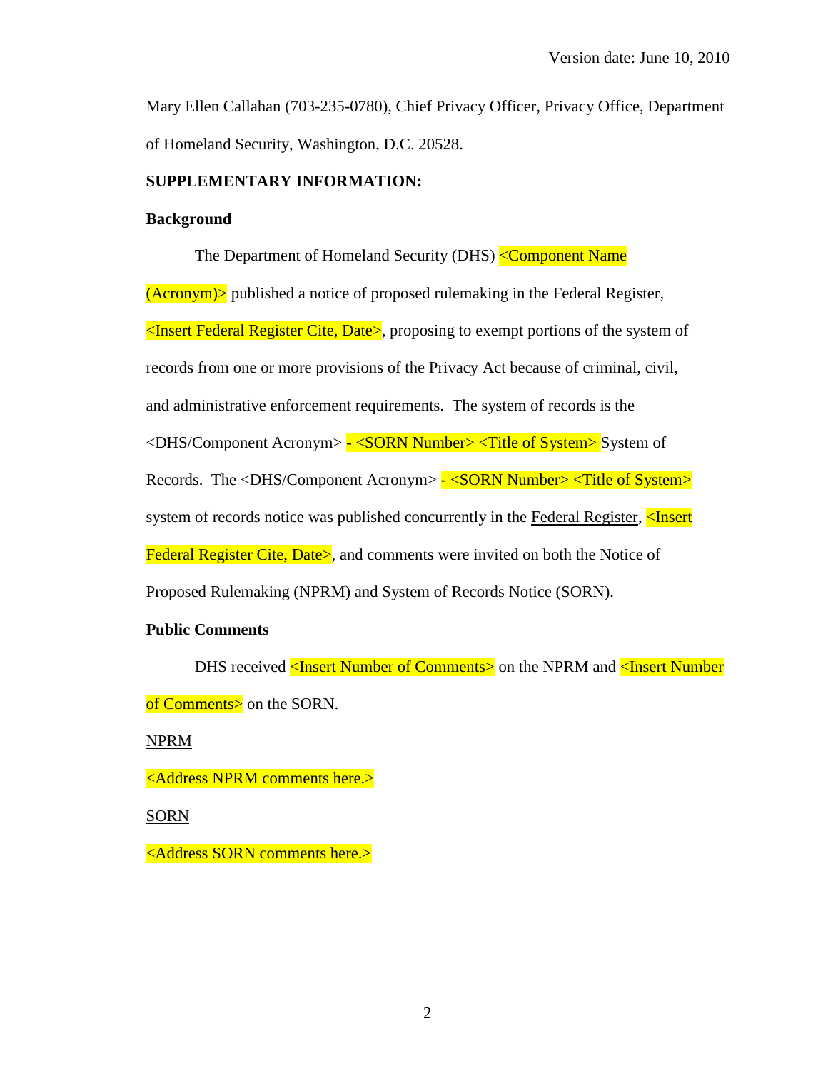Mary Ellen Callahan (703-235-0780), Chief Privacy Officer, Privacy Office, Department of Homeland Security, Washington, D.C. 20528.

**SUPPLEMENTARY INFORMATION:**

**Background**

The Department of Homeland Security (DHS) <Component Name (Acronym)> published a notice of proposed rulemaking in the Federal Register, <Insert Federal Register Cite, Date>, proposing to exempt portions of the system of records from one or more provisions of the Privacy Act because of criminal, civil, and administrative enforcement requirements. The system of records is the <DHS/Component Acronym> - <SORN Number> <Title of System> System of Records. The <DHS/Component Acronym> - <SORN Number> <Title of System> system of records notice was published concurrently in the Federal Register, <Insert Federal Register Cite, Date>, and comments were invited on both the Notice of Proposed Rulemaking (NPRM) and System of Records Notice (SORN).

**Public Comments**

DHS received <Insert Number of Comments> on the NPRM and <Insert Number of Comments> on the SORN.

NPRM

<Address NPRM comments here.>

SORN

<Address SORN comments here.>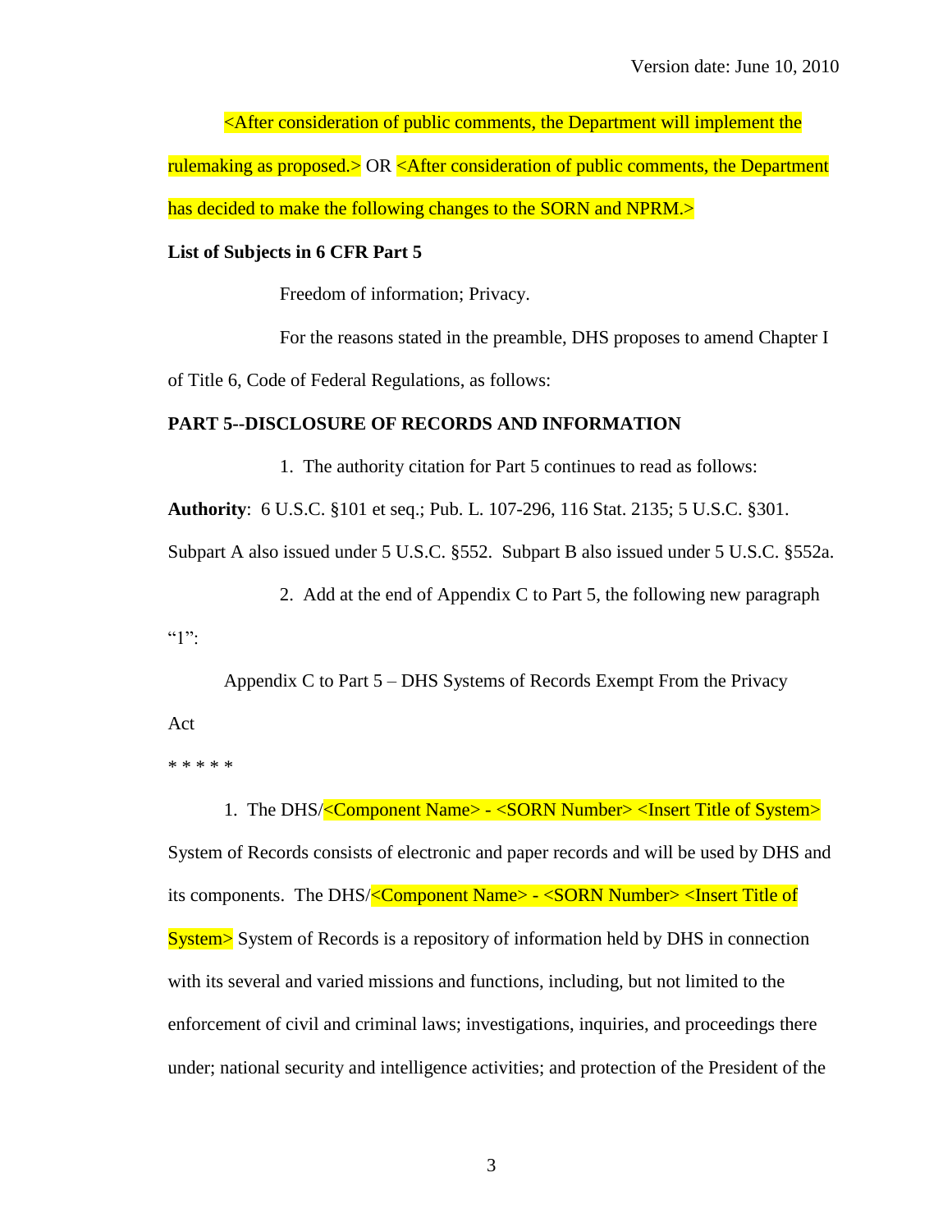<After consideration of public comments, the Department will implement the rulemaking as proposed.> OR <After consideration of public comments, the Department has decided to make the following changes to the SORN and NPRM.>

**List of Subjects in 6 CFR Part 5**

Freedom of information; Privacy.

For the reasons stated in the preamble, DHS proposes to amend Chapter I of Title 6, Code of Federal Regulations, as follows:

**PART 5--DISCLOSURE OF RECORDS AND INFORMATION**

1. The authority citation for Part 5 continues to read as follows:

**Authority**: 6 U.S.C. §101 et seq.; Pub. L. 107-296, 116 Stat. 2135; 5 U.S.C. §301. Subpart A also issued under 5 U.S.C. §552. Subpart B also issued under 5 U.S.C. §552a.

2. Add at the end of Appendix C to Part 5, the following new paragraph "1":

Appendix C to Part 5 – DHS Systems of Records Exempt From the Privacy Act

* * * * *

1. The DHS/<Component Name> - <SORN Number> <Insert Title of System> System of Records consists of electronic and paper records and will be used by DHS and its components. The DHS/<Component Name> - <SORN Number> <Insert Title of System> System of Records is a repository of information held by DHS in connection with its several and varied missions and functions, including, but not limited to the enforcement of civil and criminal laws; investigations, inquiries, and proceedings there under; national security and intelligence activities; and protection of the President of the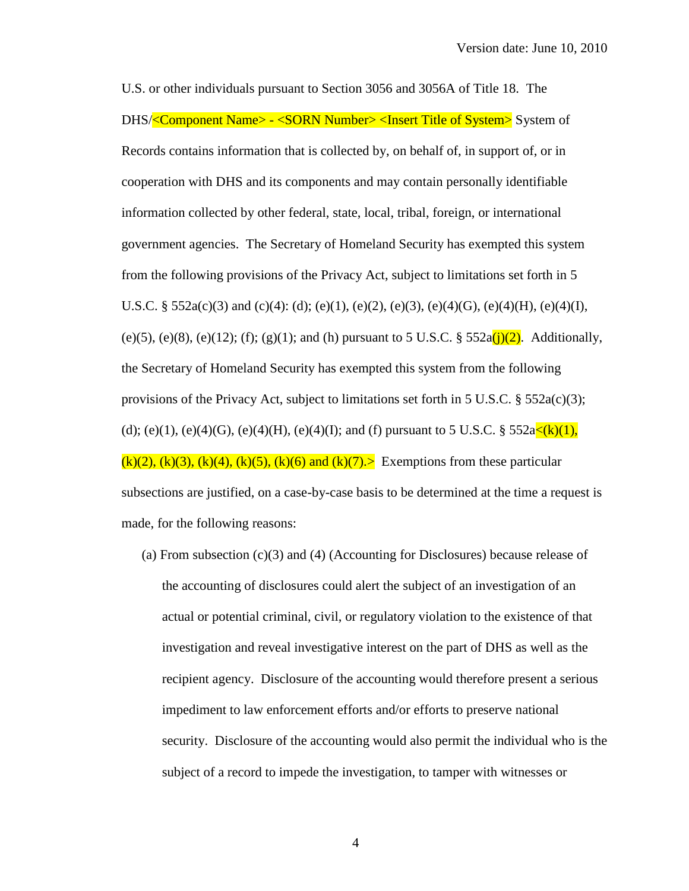U.S. or other individuals pursuant to Section 3056 and 3056A of Title 18. The DHS/<Component Name> - <SORN Number> <Insert Title of System> System of Records contains information that is collected by, on behalf of, in support of, or in cooperation with DHS and its components and may contain personally identifiable information collected by other federal, state, local, tribal, foreign, or international government agencies. The Secretary of Homeland Security has exempted this system from the following provisions of the Privacy Act, subject to limitations set forth in 5 U.S.C. § 552a(c)(3) and (c)(4): (d); (e)(1), (e)(2), (e)(3), (e)(4)(G), (e)(4)(H), (e)(4)(I), (e)(5), (e)(8), (e)(12); (f); (g)(1); and (h) pursuant to 5 U.S.C. § 552a(j)(2). Additionally, the Secretary of Homeland Security has exempted this system from the following provisions of the Privacy Act, subject to limitations set forth in 5 U.S.C. § 552a(c)(3); (d); (e)(1), (e)(4)(G), (e)(4)(H), (e)(4)(I); and (f) pursuant to 5 U.S.C. § 552a<(k)(1), (k)(2), (k)(3), (k)(4), (k)(5), (k)(6) and (k)(7).> Exemptions from these particular subsections are justified, on a case-by-case basis to be determined at the time a request is made, for the following reasons:

(a) From subsection (c)(3) and (4) (Accounting for Disclosures) because release of the accounting of disclosures could alert the subject of an investigation of an actual or potential criminal, civil, or regulatory violation to the existence of that investigation and reveal investigative interest on the part of DHS as well as the recipient agency. Disclosure of the accounting would therefore present a serious impediment to law enforcement efforts and/or efforts to preserve national security. Disclosure of the accounting would also permit the individual who is the subject of a record to impede the investigation, to tamper with witnesses or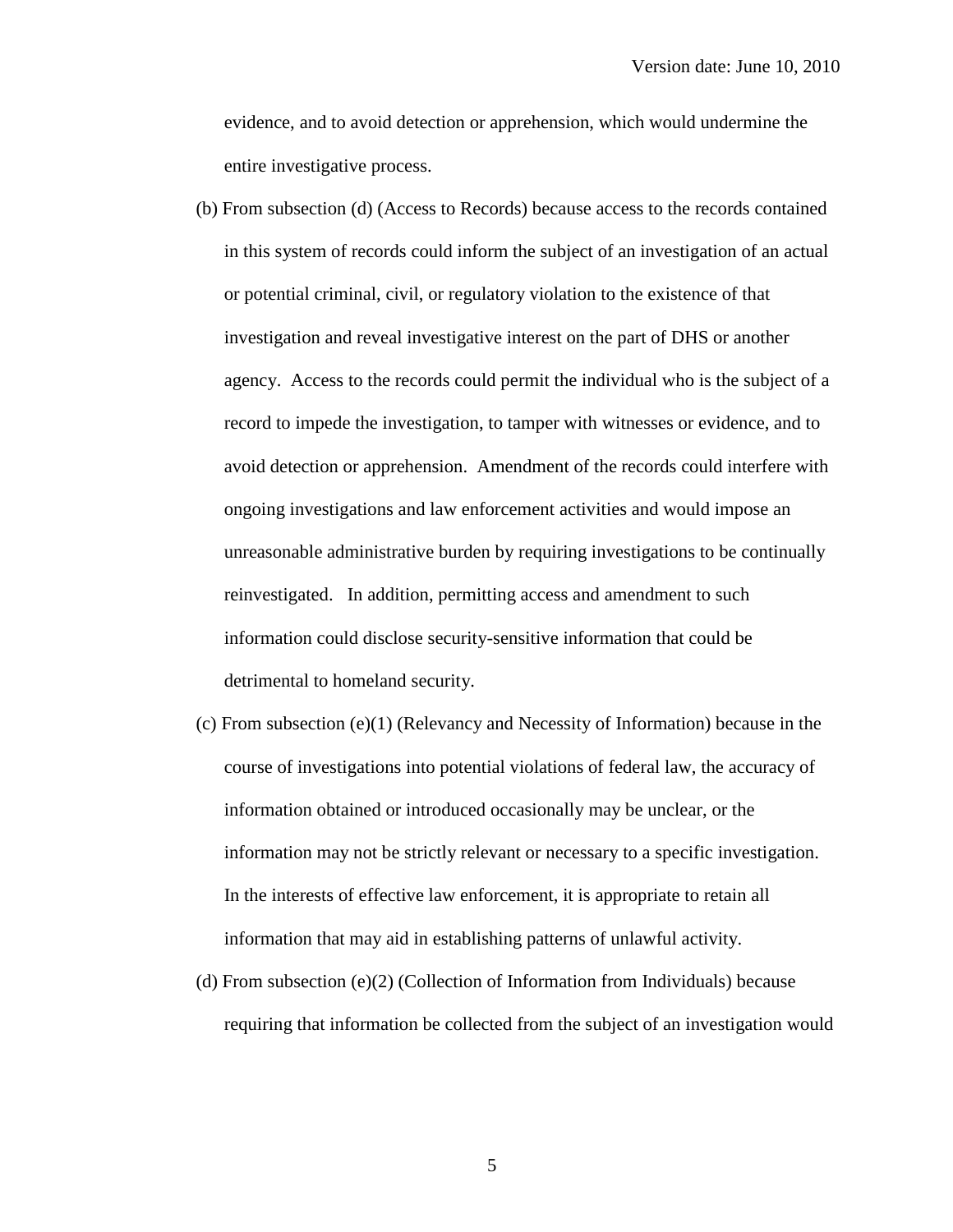evidence, and to avoid detection or apprehension, which would undermine the entire investigative process.

(b) From subsection (d) (Access to Records) because access to the records contained in this system of records could inform the subject of an investigation of an actual or potential criminal, civil, or regulatory violation to the existence of that investigation and reveal investigative interest on the part of DHS or another agency. Access to the records could permit the individual who is the subject of a record to impede the investigation, to tamper with witnesses or evidence, and to avoid detection or apprehension. Amendment of the records could interfere with ongoing investigations and law enforcement activities and would impose an unreasonable administrative burden by requiring investigations to be continually reinvestigated. In addition, permitting access and amendment to such information could disclose security-sensitive information that could be detrimental to homeland security.

(c) From subsection (e)(1) (Relevancy and Necessity of Information) because in the course of investigations into potential violations of federal law, the accuracy of information obtained or introduced occasionally may be unclear, or the information may not be strictly relevant or necessary to a specific investigation. In the interests of effective law enforcement, it is appropriate to retain all information that may aid in establishing patterns of unlawful activity.

(d) From subsection (e)(2) (Collection of Information from Individuals) because requiring that information be collected from the subject of an investigation would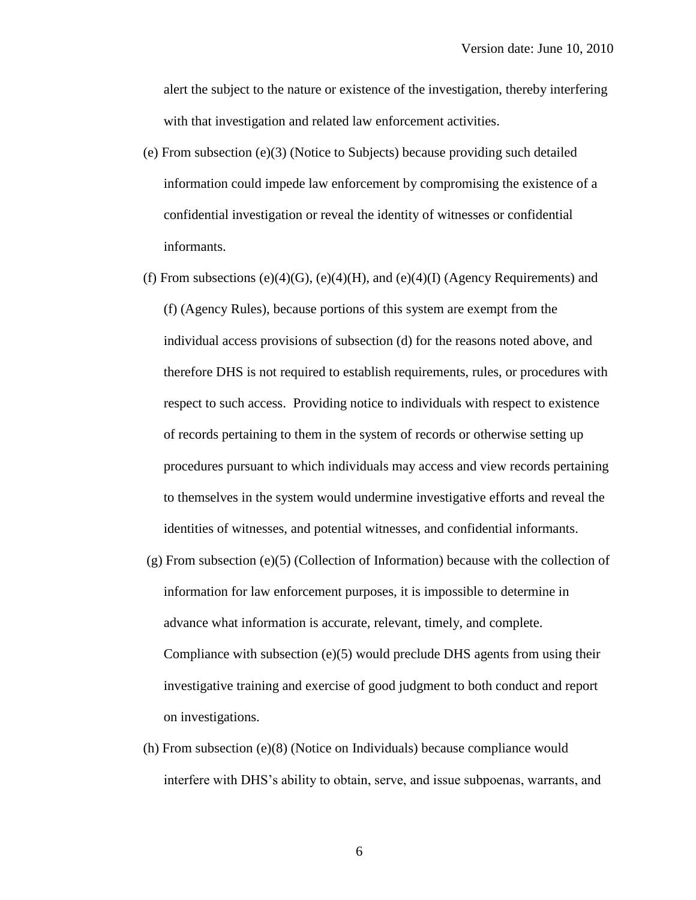alert the subject to the nature or existence of the investigation, thereby interfering with that investigation and related law enforcement activities.

(e) From subsection (e)(3) (Notice to Subjects) because providing such detailed information could impede law enforcement by compromising the existence of a confidential investigation or reveal the identity of witnesses or confidential informants.

(f) From subsections (e)(4)(G), (e)(4)(H), and (e)(4)(I) (Agency Requirements) and (f) (Agency Rules), because portions of this system are exempt from the individual access provisions of subsection (d) for the reasons noted above, and therefore DHS is not required to establish requirements, rules, or procedures with respect to such access. Providing notice to individuals with respect to existence of records pertaining to them in the system of records or otherwise setting up procedures pursuant to which individuals may access and view records pertaining to themselves in the system would undermine investigative efforts and reveal the identities of witnesses, and potential witnesses, and confidential informants.

(g) From subsection (e)(5) (Collection of Information) because with the collection of information for law enforcement purposes, it is impossible to determine in advance what information is accurate, relevant, timely, and complete. Compliance with subsection (e)(5) would preclude DHS agents from using their investigative training and exercise of good judgment to both conduct and report on investigations.

(h) From subsection (e)(8) (Notice on Individuals) because compliance would interfere with DHS's ability to obtain, serve, and issue subpoenas, warrants, and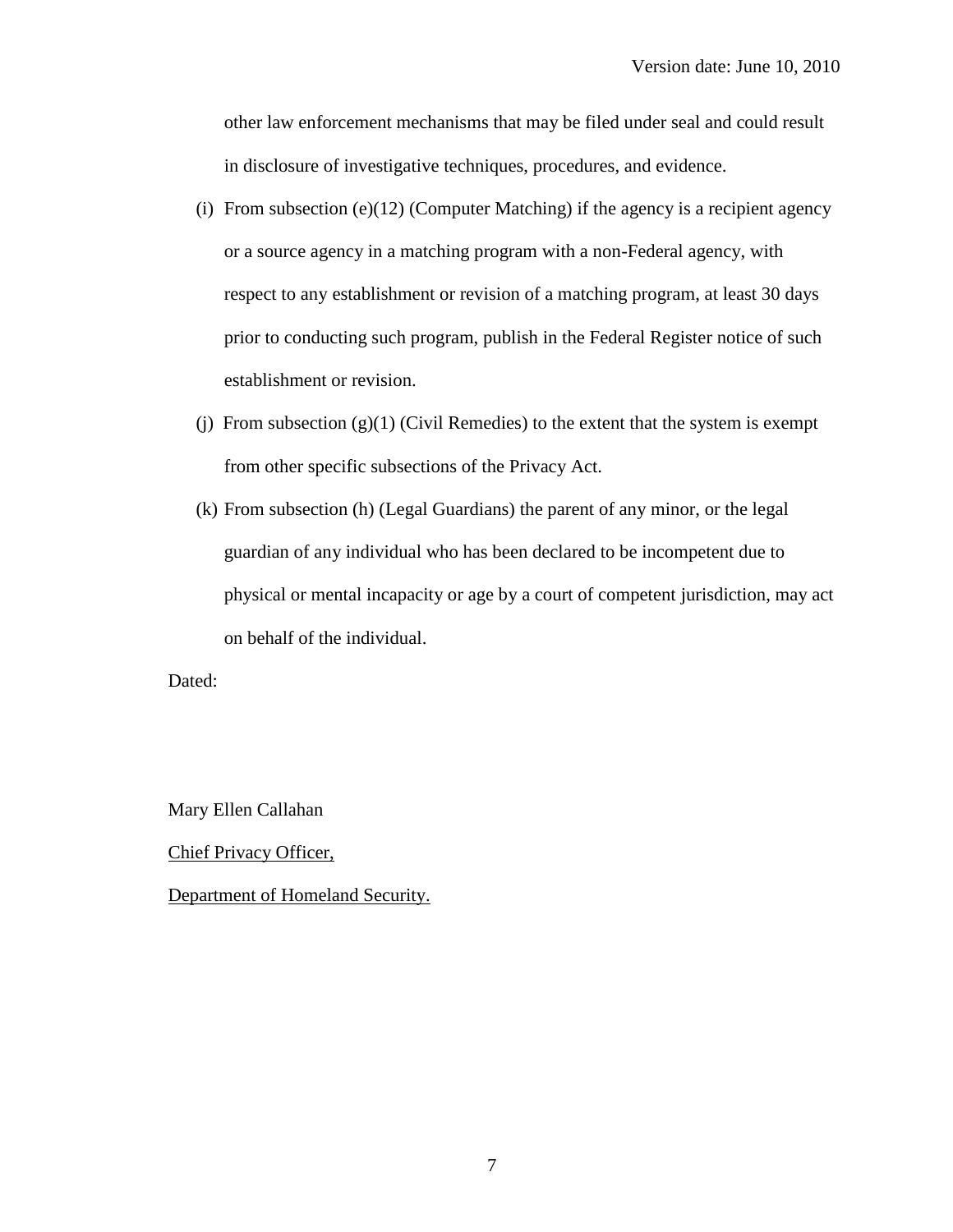other law enforcement mechanisms that may be filed under seal and could result in disclosure of investigative techniques, procedures, and evidence.

(i) From subsection (e)(12) (Computer Matching) if the agency is a recipient agency or a source agency in a matching program with a non-Federal agency, with respect to any establishment or revision of a matching program, at least 30 days prior to conducting such program, publish in the Federal Register notice of such establishment or revision.

(j) From subsection (g)(1) (Civil Remedies) to the extent that the system is exempt from other specific subsections of the Privacy Act.

(k) From subsection (h) (Legal Guardians) the parent of any minor, or the legal guardian of any individual who has been declared to be incompetent due to physical or mental incapacity or age by a court of competent jurisdiction, may act on behalf of the individual.

Dated:

Mary Ellen Callahan

Chief Privacy Officer,

Department of Homeland Security.